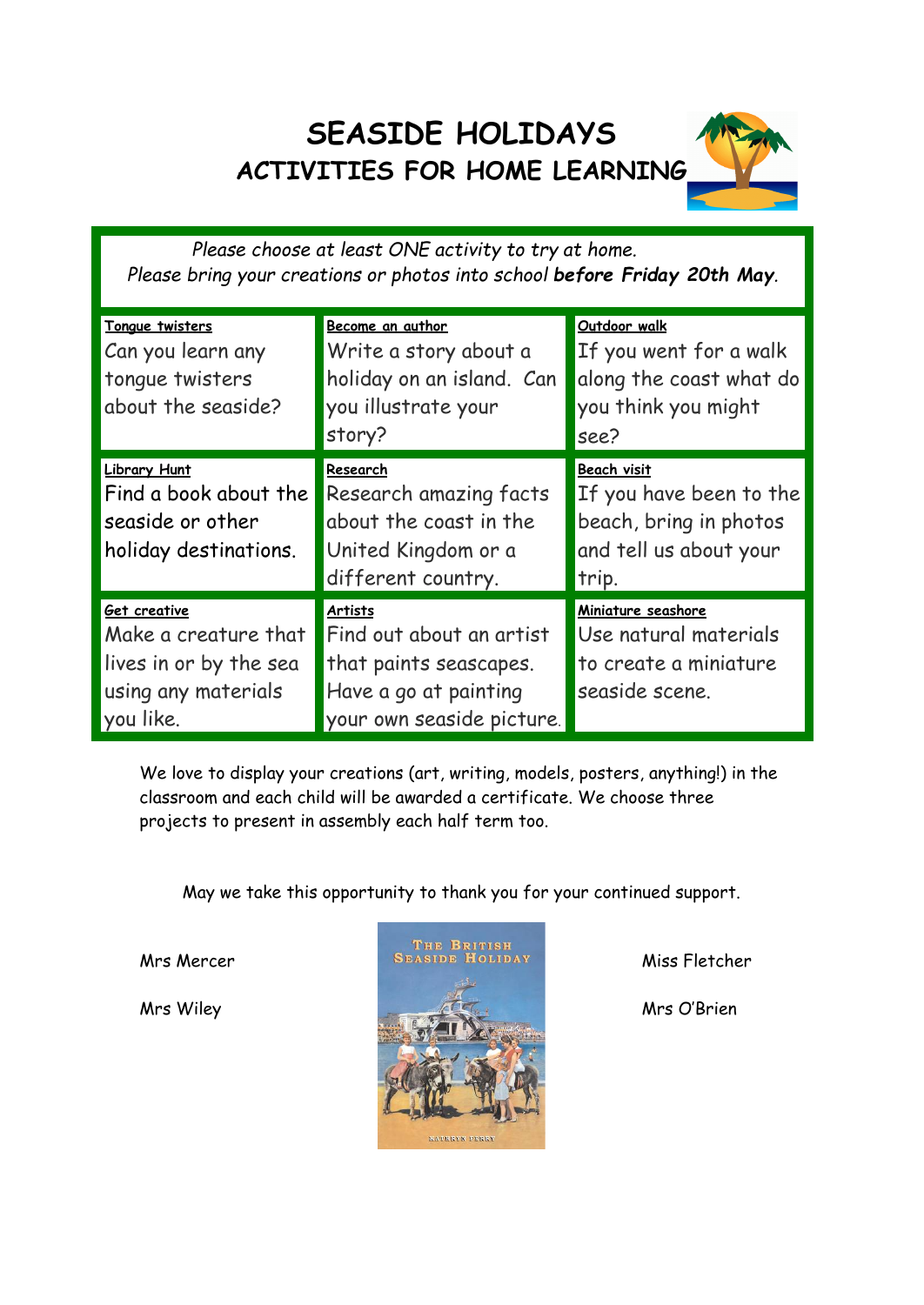# SEASIDE HOLIDAYS

## ACTIVITIES FOR HOME LEARNING

*Please choose at least ONE activity to try at home.*
*Please bring your creations or photos into school* ***before Friday 20th May****.*

| | | |
|---|---|---|
| **Tongue twisters** Can you learn any tongue twisters about the seaside? | **Become an author** Write a story about a holiday on an island. Can you illustrate your story? | **Outdoor walk** If you went for a walk along the coast what do you think you might see? |
| **Library Hunt** Find a book about the seaside or other holiday destinations. | **Research** Research amazing facts about the coast in the United Kingdom or a different country. | **Beach visit** If you have been to the beach, bring in photos and tell us about your trip. |
| **Get creative** Make a creature that lives in or by the sea using any materials you like. | **Artists** Find out about an artist that paints seascapes. Have a go at painting your own seaside picture. | **Miniature seashore** Use natural materials to create a miniature seaside scene. |

We love to display your creations (art, writing, models, posters, anything!) in the classroom and each child will be awarded a certificate. We choose three projects to present in assembly each half term too.

May we take this opportunity to thank you for your continued support.

Mrs Mercer

Mrs Wiley

Miss Fletcher

Mrs O'Brien

THE BRITISH SEASIDE HOLIDAY

KATHRYN FERRY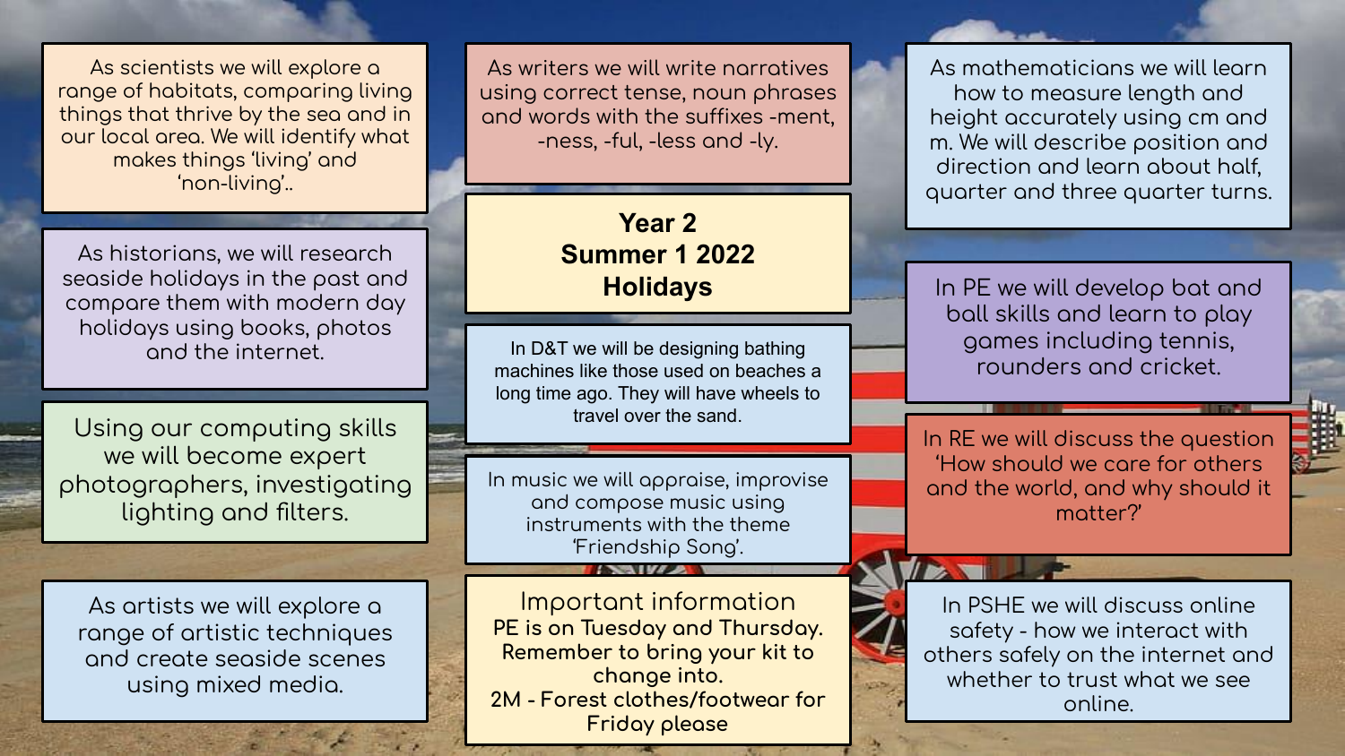# Year 2
# Summer 1 2022
# Holidays

As scientists we will explore a range of habitats, comparing living things that thrive by the sea and in our local area. We will identify what makes things 'living' and 'non-living'..

As historians, we will research seaside holidays in the past and compare them with modern day holidays using books, photos and the internet.

Using our computing skills we will become expert photographers, investigating lighting and filters.

As artists we will explore a range of artistic techniques and create seaside scenes using mixed media.

As writers we will write narratives using correct tense, noun phrases and words with the suffixes -ment, -ness, -ful, -less and -ly.

In D&T we will be designing bathing machines like those used on beaches a long time ago. They will have wheels to travel over the sand.

In music we will appraise, improvise and compose music using instruments with the theme 'Friendship Song'.

Important information

**PE is on Tuesday and Thursday. Remember to bring your kit to change into.**

**2M - Forest clothes/footwear for Friday please**

As mathematicians we will learn how to measure length and height accurately using cm and m. We will describe position and direction and learn about half, quarter and three quarter turns.

In PE we will develop bat and ball skills and learn to play games including tennis, rounders and cricket.

In RE we will discuss the question 'How should we care for others and the world, and why should it matter?'

In PSHE we will discuss online safety - how we interact with others safely on the internet and whether to trust what we see online.